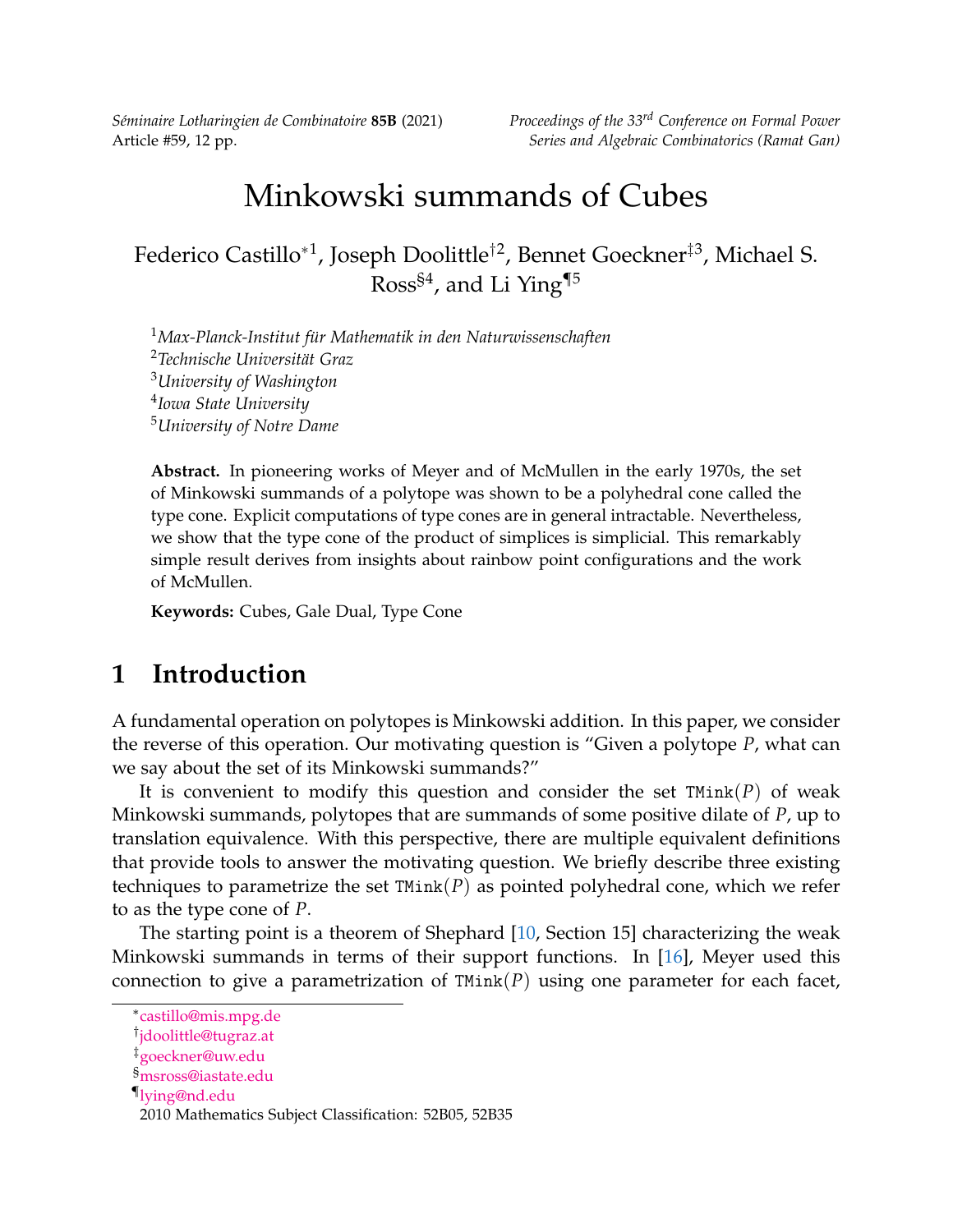# Minkowski summands of Cubes

Federico Castillo[*1], Joseph Doolittle[†2], Bennet Goeckner[‡3], Michael S. Ross[§4], and Li Ying[¶5]

[1] *Max-Planck-Institut für Mathematik in den Naturwissenschaften*
[2] *Technische Universität Graz*
[3] *University of Washington*
[4] *Iowa State University*
[5] *University of Notre Dame*

**Abstract.** In pioneering works of Meyer and of McMullen in the early 1970s, the set of Minkowski summands of a polytope was shown to be a polyhedral cone called the type cone. Explicit computations of type cones are in general intractable. Nevertheless, we show that the type cone of the product of simplices is simplicial. This remarkably simple result derives from insights about rainbow point configurations and the work of McMullen.

**Keywords:** Cubes, Gale Dual, Type Cone

## 1 Introduction

A fundamental operation on polytopes is Minkowski addition. In this paper, we consider the reverse of this operation. Our motivating question is "Given a polytope $P$, what can we say about the set of its Minkowski summands?"

It is convenient to modify this question and consider the set $\mathtt{TMink}(P)$ of weak Minkowski summands, polytopes that are summands of some positive dilate of $P$, up to translation equivalence. With this perspective, there are multiple equivalent definitions that provide tools to answer the motivating question. We briefly describe three existing techniques to parametrize the set $\mathtt{TMink}(P)$ as pointed polyhedral cone, which we refer to as the type cone of $P$.

The starting point is a theorem of Shephard [10, Section 15] characterizing the weak Minkowski summands in terms of their support functions. In [16], Meyer used this connection to give a parametrization of $\mathtt{TMink}(P)$ using one parameter for each facet,

---

[*] castillo@mis.mpg.de
[†] jdoolittle@tugraz.at
[‡] goeckner@uw.edu
[§] msross@iastate.edu
[¶] lying@nd.edu

2010 Mathematics Subject Classification: 52B05, 52B35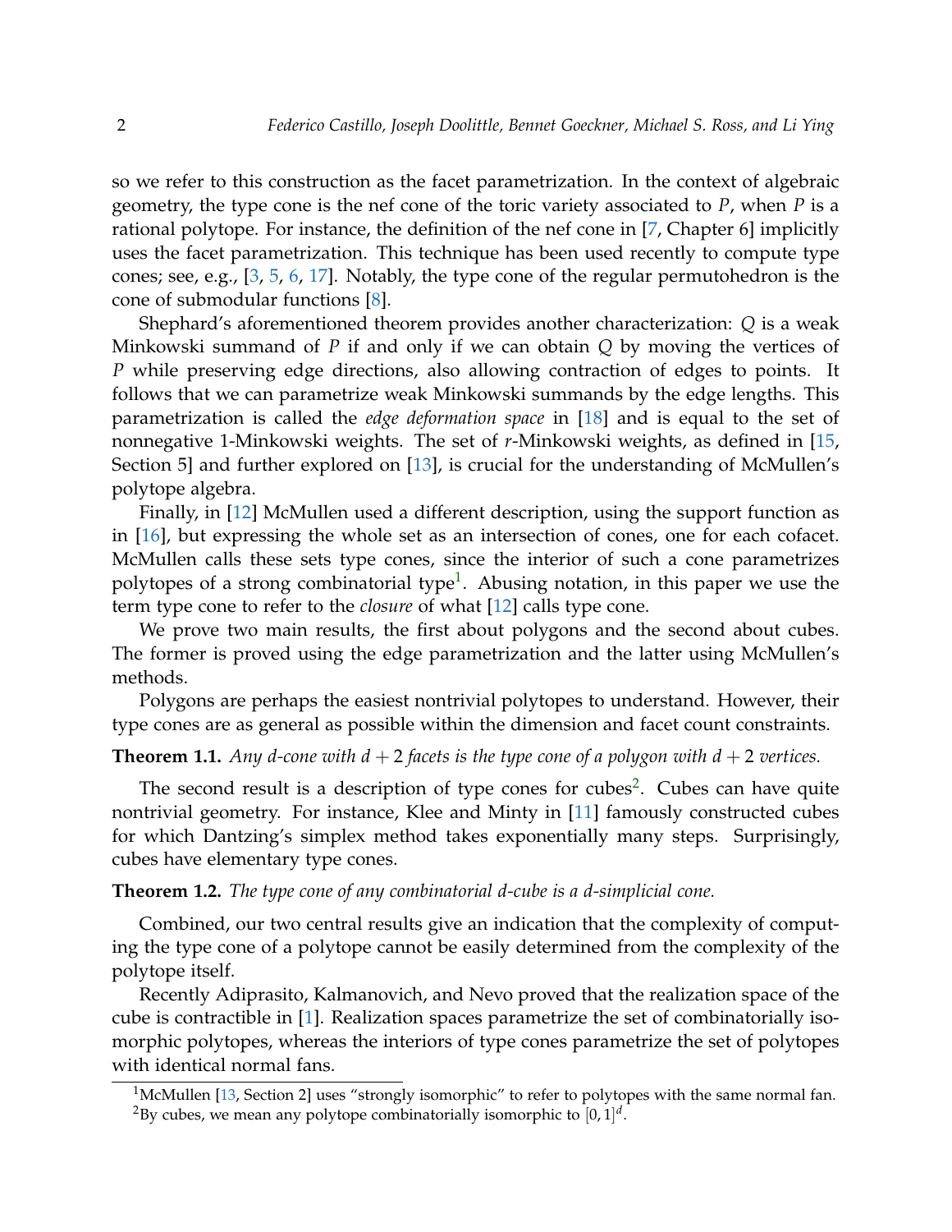so we refer to this construction as the facet parametrization. In the context of algebraic geometry, the type cone is the nef cone of the toric variety associated to $P$, when $P$ is a rational polytope. For instance, the definition of the nef cone in [7, Chapter 6] implicitly uses the facet parametrization. This technique has been used recently to compute type cones; see, e.g., [3, 5, 6, 17]. Notably, the type cone of the regular permutohedron is the cone of submodular functions [8].

Shephard's aforementioned theorem provides another characterization: $Q$ is a weak Minkowski summand of $P$ if and only if we can obtain $Q$ by moving the vertices of $P$ while preserving edge directions, also allowing contraction of edges to points. It follows that we can parametrize weak Minkowski summands by the edge lengths. This parametrization is called the *edge deformation space* in [18] and is equal to the set of nonnegative 1-Minkowski weights. The set of $r$-Minkowski weights, as defined in [15, Section 5] and further explored on [13], is crucial for the understanding of McMullen's polytope algebra.

Finally, in [12] McMullen used a different description, using the support function as in [16], but expressing the whole set as an intersection of cones, one for each cofacet. McMullen calls these sets type cones, since the interior of such a cone parametrizes polytopes of a strong combinatorial type[1]. Abusing notation, in this paper we use the term type cone to refer to the *closure* of what [12] calls type cone.

We prove two main results, the first about polygons and the second about cubes. The former is proved using the edge parametrization and the latter using McMullen's methods.

Polygons are perhaps the easiest nontrivial polytopes to understand. However, their type cones are as general as possible within the dimension and facet count constraints.

**Theorem 1.1.** *Any $d$-cone with $d+2$ facets is the type cone of a polygon with $d+2$ vertices.*

The second result is a description of type cones for cubes[2]. Cubes can have quite nontrivial geometry. For instance, Klee and Minty in [11] famously constructed cubes for which Dantzing's simplex method takes exponentially many steps. Surprisingly, cubes have elementary type cones.

**Theorem 1.2.** *The type cone of any combinatorial $d$-cube is a $d$-simplicial cone.*

Combined, our two central results give an indication that the complexity of computing the type cone of a polytope cannot be easily determined from the complexity of the polytope itself.

Recently Adiprasito, Kalmanovich, and Nevo proved that the realization space of the cube is contractible in [1]. Realization spaces parametrize the set of combinatorially isomorphic polytopes, whereas the interiors of type cones parametrize the set of polytopes with identical normal fans.

[1] McMullen [13, Section 2] uses "strongly isomorphic" to refer to polytopes with the same normal fan.

[2] By cubes, we mean any polytope combinatorially isomorphic to $[0,1]^d$.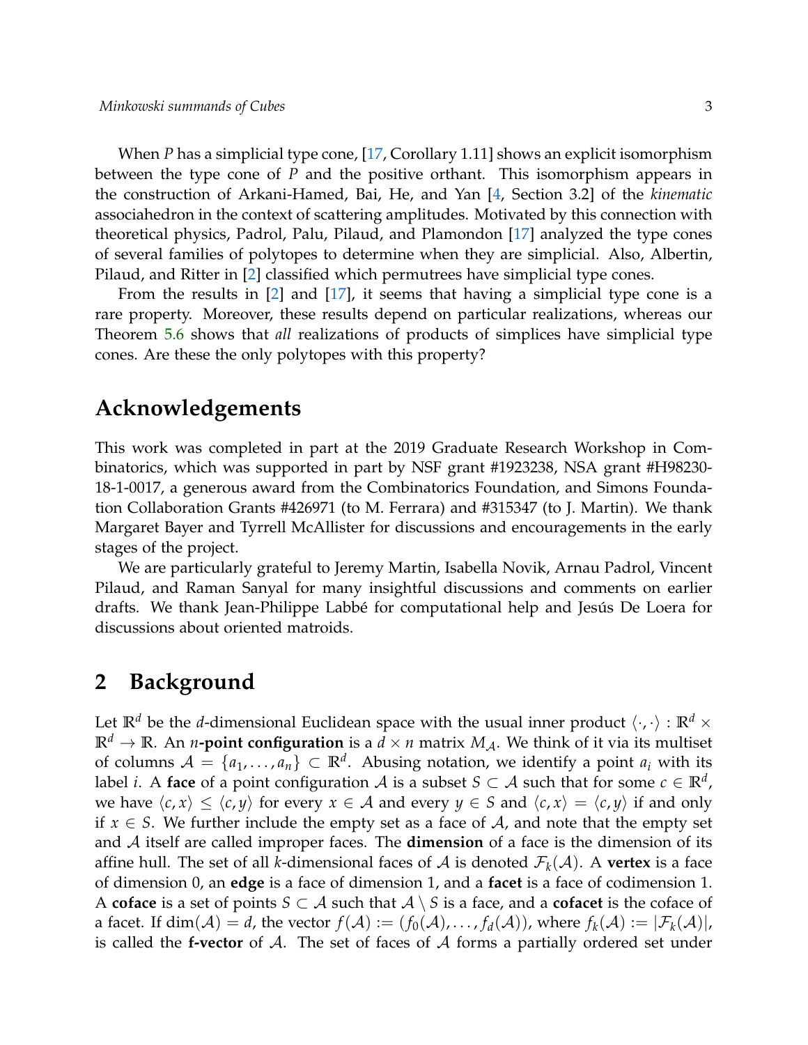When $P$ has a simplicial type cone, [17, Corollary 1.11] shows an explicit isomorphism between the type cone of $P$ and the positive orthant. This isomorphism appears in the construction of Arkani-Hamed, Bai, He, and Yan [4, Section 3.2] of the *kinematic* associahedron in the context of scattering amplitudes. Motivated by this connection with theoretical physics, Padrol, Palu, Pilaud, and Plamondon [17] analyzed the type cones of several families of polytopes to determine when they are simplicial. Also, Albertin, Pilaud, and Ritter in [2] classified which permutrees have simplicial type cones.

From the results in [2] and [17], it seems that having a simplicial type cone is a rare property. Moreover, these results depend on particular realizations, whereas our Theorem 5.6 shows that *all* realizations of products of simplices have simplicial type cones. Are these the only polytopes with this property?

## Acknowledgements

This work was completed in part at the 2019 Graduate Research Workshop in Combinatorics, which was supported in part by NSF grant #1923238, NSA grant #H98230-18-1-0017, a generous award from the Combinatorics Foundation, and Simons Foundation Collaboration Grants #426971 (to M. Ferrara) and #315347 (to J. Martin). We thank Margaret Bayer and Tyrrell McAllister for discussions and encouragements in the early stages of the project.

We are particularly grateful to Jeremy Martin, Isabella Novik, Arnau Padrol, Vincent Pilaud, and Raman Sanyal for many insightful discussions and comments on earlier drafts. We thank Jean-Philippe Labbé for computational help and Jesús De Loera for discussions about oriented matroids.

# 2 Background

Let $\mathbb{R}^d$ be the $d$-dimensional Euclidean space with the usual inner product $\langle \cdot, \cdot \rangle : \mathbb{R}^d \times \mathbb{R}^d \to \mathbb{R}$. An $n$**-point configuration** is a $d \times n$ matrix $M_{\mathcal{A}}$. We think of it via its multiset of columns $\mathcal{A} = \{a_1, \ldots, a_n\} \subset \mathbb{R}^d$. Abusing notation, we identify a point $a_i$ with its label $i$. A **face** of a point configuration $\mathcal{A}$ is a subset $S \subset \mathcal{A}$ such that for some $c \in \mathbb{R}^d$, we have $\langle c, x \rangle \leq \langle c, y \rangle$ for every $x \in \mathcal{A}$ and every $y \in S$ and $\langle c, x \rangle = \langle c, y \rangle$ if and only if $x \in S$. We further include the empty set as a face of $\mathcal{A}$, and note that the empty set and $\mathcal{A}$ itself are called improper faces. The **dimension** of a face is the dimension of its affine hull. The set of all $k$-dimensional faces of $\mathcal{A}$ is denoted $\mathcal{F}_k(\mathcal{A})$. A **vertex** is a face of dimension 0, an **edge** is a face of dimension 1, and a **facet** is a face of codimension 1. A **coface** is a set of points $S \subset \mathcal{A}$ such that $\mathcal{A} \setminus S$ is a face, and a **cofacet** is the coface of a facet. If $\dim(\mathcal{A}) = d$, the vector $f(\mathcal{A}) := (f_0(\mathcal{A}), \ldots, f_d(\mathcal{A}))$, where $f_k(\mathcal{A}) := |\mathcal{F}_k(\mathcal{A})|$, is called the **f-vector** of $\mathcal{A}$. The set of faces of $\mathcal{A}$ forms a partially ordered set under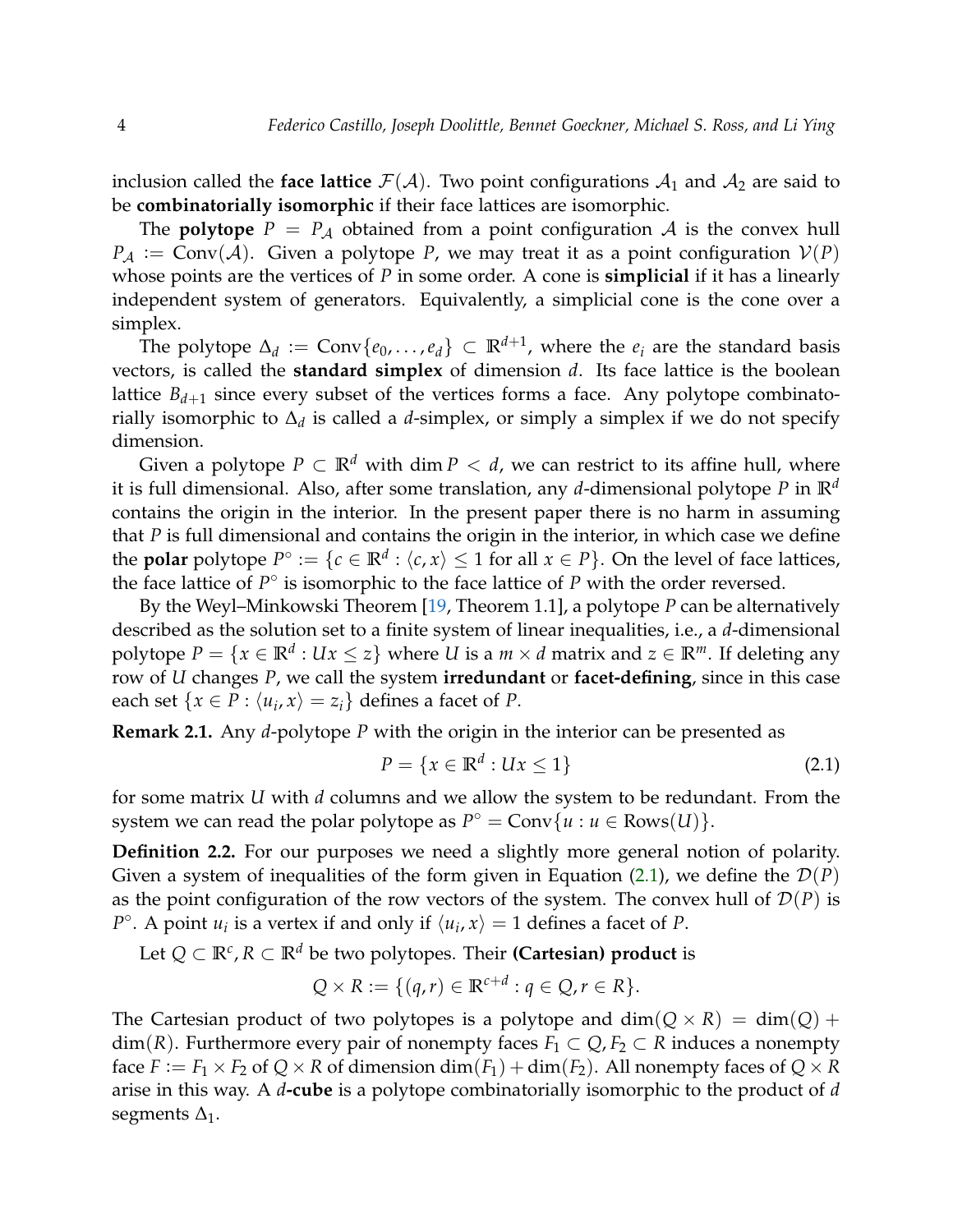inclusion called the **face lattice** $\mathcal{F}(\mathcal{A})$. Two point configurations $\mathcal{A}_1$ and $\mathcal{A}_2$ are said to be **combinatorially isomorphic** if their face lattices are isomorphic.

The **polytope** $P = P_{\mathcal{A}}$ obtained from a point configuration $\mathcal{A}$ is the convex hull $P_{\mathcal{A}} := \mathrm{Conv}(\mathcal{A})$. Given a polytope $P$, we may treat it as a point configuration $\mathcal{V}(P)$ whose points are the vertices of $P$ in some order. A cone is **simplicial** if it has a linearly independent system of generators. Equivalently, a simplicial cone is the cone over a simplex.

The polytope $\Delta_d := \mathrm{Conv}\{e_0, \ldots, e_d\} \subset \mathbb{R}^{d+1}$, where the $e_i$ are the standard basis vectors, is called the **standard simplex** of dimension $d$. Its face lattice is the boolean lattice $B_{d+1}$ since every subset of the vertices forms a face. Any polytope combinatorially isomorphic to $\Delta_d$ is called a $d$-simplex, or simply a simplex if we do not specify dimension.

Given a polytope $P \subset \mathbb{R}^d$ with $\dim P < d$, we can restrict to its affine hull, where it is full dimensional. Also, after some translation, any $d$-dimensional polytope $P$ in $\mathbb{R}^d$ contains the origin in the interior. In the present paper there is no harm in assuming that $P$ is full dimensional and contains the origin in the interior, in which case we define the **polar** polytope $P^\circ := \{c \in \mathbb{R}^d : \langle c, x \rangle \leq 1 \text{ for all } x \in P\}$. On the level of face lattices, the face lattice of $P^\circ$ is isomorphic to the face lattice of $P$ with the order reversed.

By the Weyl–Minkowski Theorem [19, Theorem 1.1], a polytope $P$ can be alternatively described as the solution set to a finite system of linear inequalities, i.e., a $d$-dimensional polytope $P = \{x \in \mathbb{R}^d : Ux \leq z\}$ where $U$ is a $m \times d$ matrix and $z \in \mathbb{R}^m$. If deleting any row of $U$ changes $P$, we call the system **irredundant** or **facet-defining**, since in this case each set $\{x \in P : \langle u_i, x \rangle = z_i\}$ defines a facet of $P$.

**Remark 2.1.** Any $d$-polytope $P$ with the origin in the interior can be presented as

$$P = \{x \in \mathbb{R}^d : Ux \leq 1\} \tag{2.1}$$

for some matrix $U$ with $d$ columns and we allow the system to be redundant. From the system we can read the polar polytope as $P^\circ = \mathrm{Conv}\{u : u \in \mathrm{Rows}(U)\}$.

**Definition 2.2.** For our purposes we need a slightly more general notion of polarity. Given a system of inequalities of the form given in Equation (2.1), we define the $\mathcal{D}(P)$ as the point configuration of the row vectors of the system. The convex hull of $\mathcal{D}(P)$ is $P^\circ$. A point $u_i$ is a vertex if and only if $\langle u_i, x \rangle = 1$ defines a facet of $P$.

Let $Q \subset \mathbb{R}^c, R \subset \mathbb{R}^d$ be two polytopes. Their **(Cartesian) product** is

$$Q \times R := \{(q, r) \in \mathbb{R}^{c+d} : q \in Q, r \in R\}.$$

The Cartesian product of two polytopes is a polytope and $\dim(Q \times R) = \dim(Q) + \dim(R)$. Furthermore every pair of nonempty faces $F_1 \subset Q, F_2 \subset R$ induces a nonempty face $F := F_1 \times F_2$ of $Q \times R$ of dimension $\dim(F_1) + \dim(F_2)$. All nonempty faces of $Q \times R$ arise in this way. A **$d$-cube** is a polytope combinatorially isomorphic to the product of $d$ segments $\Delta_1$.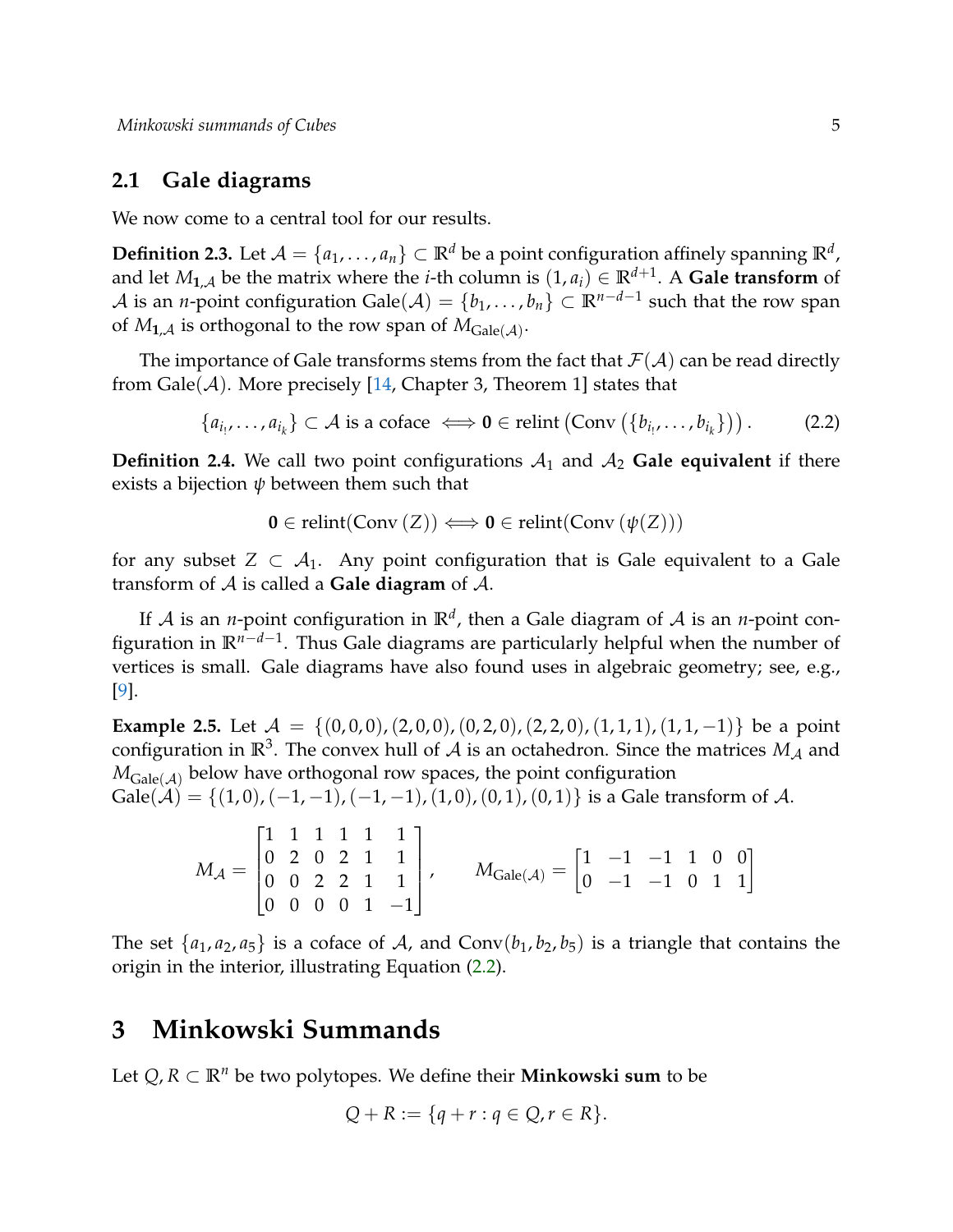## 2.1 Gale diagrams

We now come to a central tool for our results.

**Definition 2.3.** Let $\mathcal{A} = \{a_1, \ldots, a_n\} \subset \mathbb{R}^d$ be a point configuration affinely spanning $\mathbb{R}^d$, and let $M_{\mathbf{1},\mathcal{A}}$ be the matrix where the $i$-th column is $(1, a_i) \in \mathbb{R}^{d+1}$. A **Gale transform** of $\mathcal{A}$ is an $n$-point configuration $\mathrm{Gale}(\mathcal{A}) = \{b_1, \ldots, b_n\} \subset \mathbb{R}^{n-d-1}$ such that the row span of $M_{\mathbf{1},\mathcal{A}}$ is orthogonal to the row span of $M_{\mathrm{Gale}(\mathcal{A})}$.

The importance of Gale transforms stems from the fact that $\mathcal{F}(\mathcal{A})$ can be read directly from $\mathrm{Gale}(\mathcal{A})$. More precisely [14, Chapter 3, Theorem 1] states that

$$\{a_{i_1}, \ldots, a_{i_k}\} \subset \mathcal{A} \text{ is a coface } \iff \mathbf{0} \in \operatorname{relint}\left(\operatorname{Conv}\left(\{b_{i_1}, \ldots, b_{i_k}\}\right)\right). \tag{2.2}$$

**Definition 2.4.** We call two point configurations $\mathcal{A}_1$ and $\mathcal{A}_2$ **Gale equivalent** if there exists a bijection $\psi$ between them such that

$$\mathbf{0} \in \operatorname{relint}(\operatorname{Conv}(Z)) \iff \mathbf{0} \in \operatorname{relint}(\operatorname{Conv}(\psi(Z)))$$

for any subset $Z \subset \mathcal{A}_1$. Any point configuration that is Gale equivalent to a Gale transform of $\mathcal{A}$ is called a **Gale diagram** of $\mathcal{A}$.

If $\mathcal{A}$ is an $n$-point configuration in $\mathbb{R}^d$, then a Gale diagram of $\mathcal{A}$ is an $n$-point configuration in $\mathbb{R}^{n-d-1}$. Thus Gale diagrams are particularly helpful when the number of vertices is small. Gale diagrams have also found uses in algebraic geometry; see, e.g., [9].

**Example 2.5.** Let $\mathcal{A} = \{(0,0,0), (2,0,0), (0,2,0), (2,2,0), (1,1,1), (1,1,-1)\}$ be a point configuration in $\mathbb{R}^3$. The convex hull of $\mathcal{A}$ is an octahedron. Since the matrices $M_{\mathcal{A}}$ and $M_{\mathrm{Gale}(\mathcal{A})}$ below have orthogonal row spaces, the point configuration $\mathrm{Gale}(\mathcal{A}) = \{(1,0), (-1,-1), (-1,-1), (1,0), (0,1), (0,1)\}$ is a Gale transform of $\mathcal{A}$.

$$M_{\mathcal{A}} = \begin{bmatrix} 1 & 1 & 1 & 1 & 1 & 1 \\ 0 & 2 & 0 & 2 & 1 & 1 \\ 0 & 0 & 2 & 2 & 1 & 1 \\ 0 & 0 & 0 & 0 & 1 & -1 \end{bmatrix}, \qquad M_{\mathrm{Gale}(\mathcal{A})} = \begin{bmatrix} 1 & -1 & -1 & 1 & 0 & 0 \\ 0 & -1 & -1 & 0 & 1 & 1 \end{bmatrix}$$

The set $\{a_1, a_2, a_5\}$ is a coface of $\mathcal{A}$, and $\operatorname{Conv}(b_1, b_2, b_5)$ is a triangle that contains the origin in the interior, illustrating Equation (2.2).

# 3 Minkowski Summands

Let $Q, R \subset \mathbb{R}^n$ be two polytopes. We define their **Minkowski sum** to be

$$Q + R := \{q + r : q \in Q, r \in R\}.$$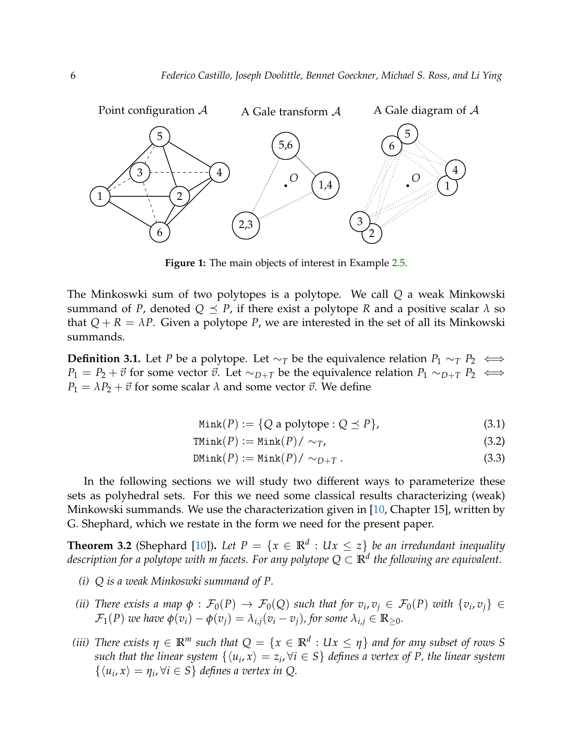Point configuration $\mathcal{A}$ A Gale transform $\mathcal{A}$ A Gale diagram of $\mathcal{A}$

**Figure 1:** The main objects of interest in Example 2.5.

The Minkoswki sum of two polytopes is a polytope. We call $Q$ a weak Minkowski summand of $P$, denoted $Q \preceq P$, if there exist a polytope $R$ and a positive scalar $\lambda$ so that $Q + R = \lambda P$. Given a polytope $P$, we are interested in the set of all its Minkowski summands.

**Definition 3.1.** Let $P$ be a polytope. Let $\sim_T$ be the equivalence relation $P_1 \sim_T P_2 \iff P_1 = P_2 + \vec{v}$ for some vector $\vec{v}$. Let $\sim_{D+T}$ be the equivalence relation $P_1 \sim_{D+T} P_2 \iff P_1 = \lambda P_2 + \vec{v}$ for some scalar $\lambda$ and some vector $\vec{v}$. We define

$$\texttt{Mink}(P) := \{Q \text{ a polytope} : Q \preceq P\}, \tag{3.1}$$

$$\texttt{TMink}(P) := \texttt{Mink}(P)/\sim_T, \tag{3.2}$$

$$\texttt{DMink}(P) := \texttt{Mink}(P)/\sim_{D+T}. \tag{3.3}$$

In the following sections we will study two different ways to parameterize these sets as polyhedral sets. For this we need some classical results characterizing (weak) Minkowski summands. We use the characterization given in [10, Chapter 15], written by G. Shephard, which we restate in the form we need for the present paper.

**Theorem 3.2** (Shephard [10]). *Let $P = \{x \in \mathbb{R}^d : Ux \leq z\}$ be an irredundant inequality description for a polytope with $m$ facets. For any polytope $Q \subset \mathbb{R}^d$ the following are equivalent.*

*(i) $Q$ is a weak Minkoswki summand of $P$.*

*(ii) There exists a map $\phi : \mathcal{F}_0(P) \to \mathcal{F}_0(Q)$ such that for $v_i, v_j \in \mathcal{F}_0(P)$ with $\{v_i, v_j\} \in \mathcal{F}_1(P)$ we have $\phi(v_i) - \phi(v_j) = \lambda_{i,j}(v_i - v_j)$, for some $\lambda_{i,j} \in \mathbb{R}_{\geq 0}$.*

*(iii) There exists $\eta \in \mathbb{R}^m$ such that $Q = \{x \in \mathbb{R}^d : Ux \leq \eta\}$ and for any subset of rows $S$ such that the linear system $\{\langle u_i, x\rangle = z_i, \forall i \in S\}$ defines a vertex of $P$, the linear system $\{\langle u_i, x\rangle = \eta_i, \forall i \in S\}$ defines a vertex in $Q$.*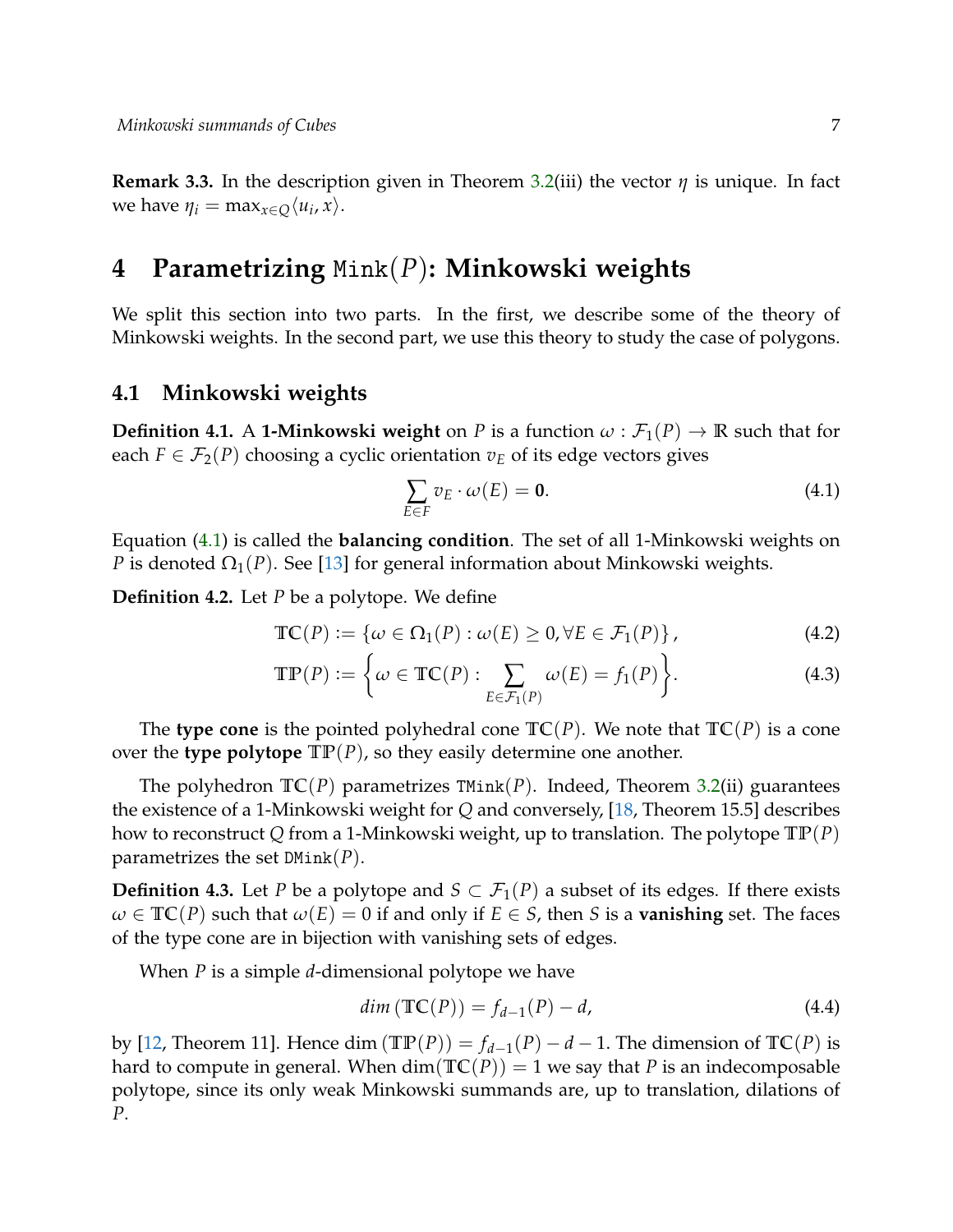**Remark 3.3.** In the description given in Theorem 3.2(iii) the vector $\eta$ is unique. In fact we have $\eta_i = \max_{x \in Q} \langle u_i, x \rangle$.

# 4 Parametrizing $\texttt{Mink}(P)$: Minkowski weights

We split this section into two parts. In the first, we describe some of the theory of Minkowski weights. In the second part, we use this theory to study the case of polygons.

## 4.1 Minkowski weights

**Definition 4.1.** A **1-Minkowski weight** on $P$ is a function $\omega : \mathcal{F}_1(P) \to \mathbb{R}$ such that for each $F \in \mathcal{F}_2(P)$ choosing a cyclic orientation $v_E$ of its edge vectors gives

$$\sum_{E \in F} v_E \cdot \omega(E) = \mathbf{0}. \tag{4.1}$$

Equation (4.1) is called the **balancing condition**. The set of all 1-Minkowski weights on $P$ is denoted $\Omega_1(P)$. See [13] for general information about Minkowski weights.

**Definition 4.2.** Let $P$ be a polytope. We define

$$\mathbb{TC}(P) := \{\omega \in \Omega_1(P) : \omega(E) \geq 0, \forall E \in \mathcal{F}_1(P)\}, \tag{4.2}$$

$$\mathbb{TP}(P) := \left\{\omega \in \mathbb{TC}(P) : \sum_{E \in \mathcal{F}_1(P)} \omega(E) = f_1(P)\right\}. \tag{4.3}$$

The **type cone** is the pointed polyhedral cone $\mathbb{TC}(P)$. We note that $\mathbb{TC}(P)$ is a cone over the **type polytope** $\mathbb{TP}(P)$, so they easily determine one another.

The polyhedron $\mathbb{TC}(P)$ parametrizes $\texttt{TMink}(P)$. Indeed, Theorem 3.2(ii) guarantees the existence of a 1-Minkowski weight for $Q$ and conversely, [18, Theorem 15.5] describes how to reconstruct $Q$ from a 1-Minkowski weight, up to translation. The polytope $\mathbb{TP}(P)$ parametrizes the set $\texttt{DMink}(P)$.

**Definition 4.3.** Let $P$ be a polytope and $S \subset \mathcal{F}_1(P)$ a subset of its edges. If there exists $\omega \in \mathbb{TC}(P)$ such that $\omega(E) = 0$ if and only if $E \in S$, then $S$ is a **vanishing** set. The faces of the type cone are in bijection with vanishing sets of edges.

When $P$ is a simple $d$-dimensional polytope we have

$$dim\,(\mathbb{TC}(P)) = f_{d-1}(P) - d, \tag{4.4}$$

by [12, Theorem 11]. Hence $\dim\,(\mathbb{TP}(P)) = f_{d-1}(P) - d - 1$. The dimension of $\mathbb{TC}(P)$ is hard to compute in general. When $\dim(\mathbb{TC}(P)) = 1$ we say that $P$ is an indecomposable polytope, since its only weak Minkowski summands are, up to translation, dilations of $P$.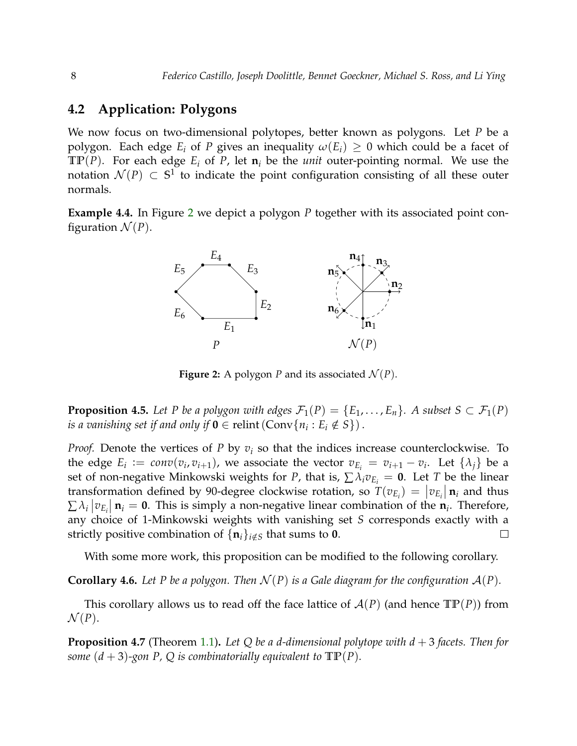## 4.2 Application: Polygons

We now focus on two-dimensional polytopes, better known as polygons. Let $P$ be a polygon. Each edge $E_i$ of $P$ gives an inequality $\omega(E_i) \geq 0$ which could be a facet of $\mathbb{TP}(P)$. For each edge $E_i$ of $P$, let $\mathbf{n}_i$ be the *unit* outer-pointing normal. We use the notation $\mathcal{N}(P) \subset \mathbb{S}^1$ to indicate the point configuration consisting of all these outer normals.

**Example 4.4.** In Figure 2 we depict a polygon $P$ together with its associated point configuration $\mathcal{N}(P)$.

**Figure 2:** A polygon $P$ and its associated $\mathcal{N}(P)$.

**Proposition 4.5.** *Let $P$ be a polygon with edges $\mathcal{F}_1(P) = \{E_1, \ldots, E_n\}$. A subset $S \subset \mathcal{F}_1(P)$ is a vanishing set if and only if $\mathbf{0} \in \operatorname{relint}(\operatorname{Conv}\{n_i : E_i \notin S\})$.*

*Proof.* Denote the vertices of $P$ by $v_i$ so that the indices increase counterclockwise. To the edge $E_i := conv(v_i, v_{i+1})$, we associate the vector $v_{E_i} = v_{i+1} - v_i$. Let $\{\lambda_j\}$ be a set of non-negative Minkowski weights for $P$, that is, $\sum \lambda_i v_{E_i} = \mathbf{0}$. Let $T$ be the linear transformation defined by 90-degree clockwise rotation, so $T(v_{E_i}) = |v_{E_i}| \mathbf{n}_i$ and thus $\sum \lambda_i |v_{E_i}| \mathbf{n}_i = \mathbf{0}$. This is simply a non-negative linear combination of the $\mathbf{n}_i$. Therefore, any choice of 1-Minkowski weights with vanishing set $S$ corresponds exactly with a strictly positive combination of $\{\mathbf{n}_i\}_{i \notin S}$ that sums to $\mathbf{0}$. $\square$

With some more work, this proposition can be modified to the following corollary.

**Corollary 4.6.** *Let $P$ be a polygon. Then $\mathcal{N}(P)$ is a Gale diagram for the configuration $\mathcal{A}(P)$.*

This corollary allows us to read off the face lattice of $\mathcal{A}(P)$ (and hence $\mathbb{TP}(P)$) from $\mathcal{N}(P)$.

**Proposition 4.7** (Theorem 1.1)**.** *Let $Q$ be a $d$-dimensional polytope with $d+3$ facets. Then for some $(d+3)$-gon $P$, $Q$ is combinatorially equivalent to $\mathbb{TP}(P)$.*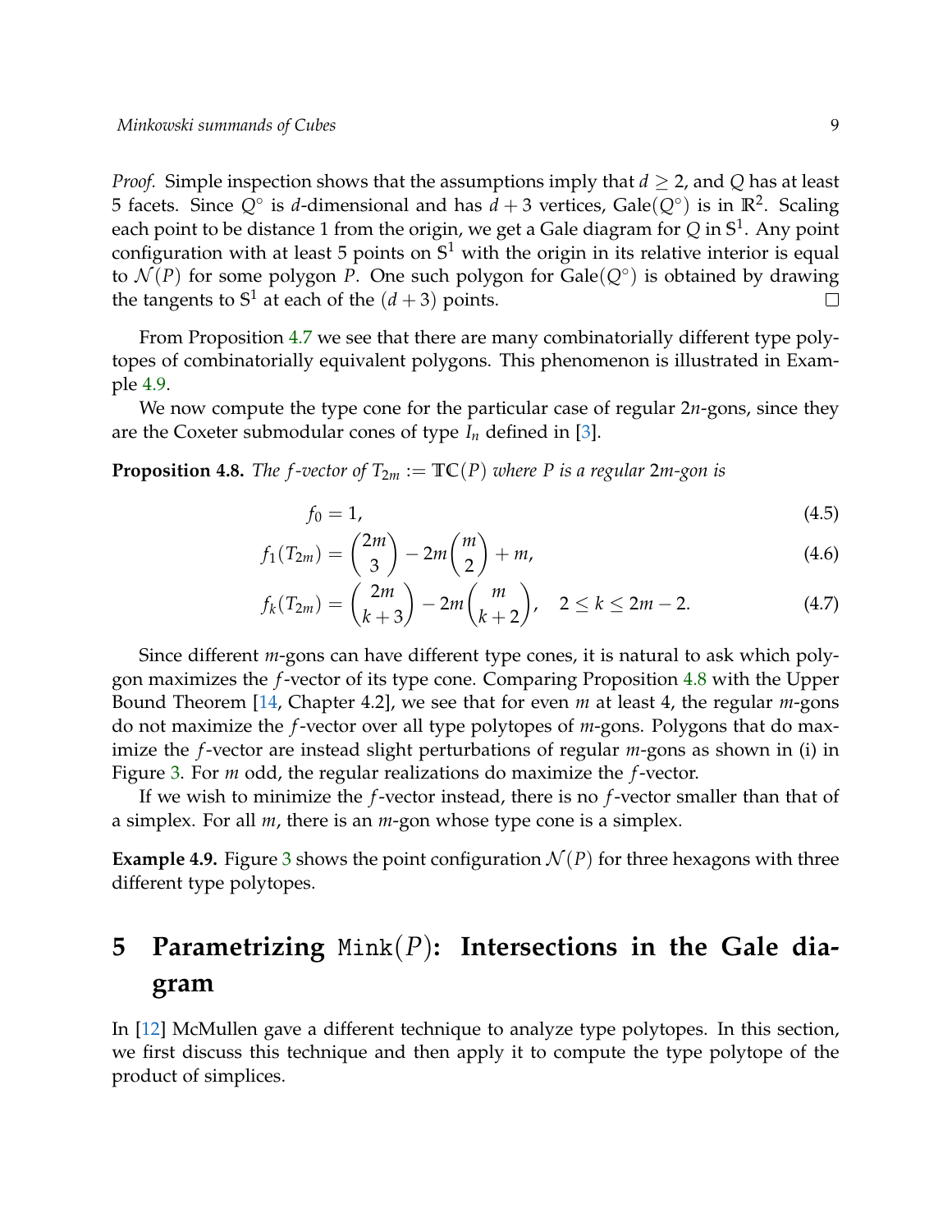*Proof.* Simple inspection shows that the assumptions imply that $d \geq 2$, and $Q$ has at least 5 facets. Since $Q^\circ$ is $d$-dimensional and has $d+3$ vertices, $\mathrm{Gale}(Q^\circ)$ is in $\mathbb{R}^2$. Scaling each point to be distance 1 from the origin, we get a Gale diagram for $Q$ in $\mathbb{S}^1$. Any point configuration with at least 5 points on $\mathbb{S}^1$ with the origin in its relative interior is equal to $\mathcal{N}(P)$ for some polygon $P$. One such polygon for $\mathrm{Gale}(Q^\circ)$ is obtained by drawing the tangents to $\mathbb{S}^1$ at each of the $(d+3)$ points. $\square$

From Proposition 4.7 we see that there are many combinatorially different type polytopes of combinatorially equivalent polygons. This phenomenon is illustrated in Example 4.9.

We now compute the type cone for the particular case of regular $2n$-gons, since they are the Coxeter submodular cones of type $I_n$ defined in [3].

**Proposition 4.8.** *The $f$-vector of $T_{2m} := \mathbb{TC}(P)$ where $P$ is a regular $2m$-gon is*

$$f_0 = 1, \tag{4.5}$$

$$f_1(T_{2m}) = \binom{2m}{3} - 2m\binom{m}{2} + m, \tag{4.6}$$

$$f_k(T_{2m}) = \binom{2m}{k+3} - 2m\binom{m}{k+2}, \quad 2 \leq k \leq 2m-2. \tag{4.7}$$

Since different $m$-gons can have different type cones, it is natural to ask which polygon maximizes the $f$-vector of its type cone. Comparing Proposition 4.8 with the Upper Bound Theorem [14, Chapter 4.2], we see that for even $m$ at least 4, the regular $m$-gons do not maximize the $f$-vector over all type polytopes of $m$-gons. Polygons that do maximize the $f$-vector are instead slight perturbations of regular $m$-gons as shown in (i) in Figure 3. For $m$ odd, the regular realizations do maximize the $f$-vector.

If we wish to minimize the $f$-vector instead, there is no $f$-vector smaller than that of a simplex. For all $m$, there is an $m$-gon whose type cone is a simplex.

**Example 4.9.** Figure 3 shows the point configuration $\mathcal{N}(P)$ for three hexagons with three different type polytopes.

# 5 Parametrizing $\mathtt{Mink}(P)$: Intersections in the Gale diagram

In [12] McMullen gave a different technique to analyze type polytopes. In this section, we first discuss this technique and then apply it to compute the type polytope of the product of simplices.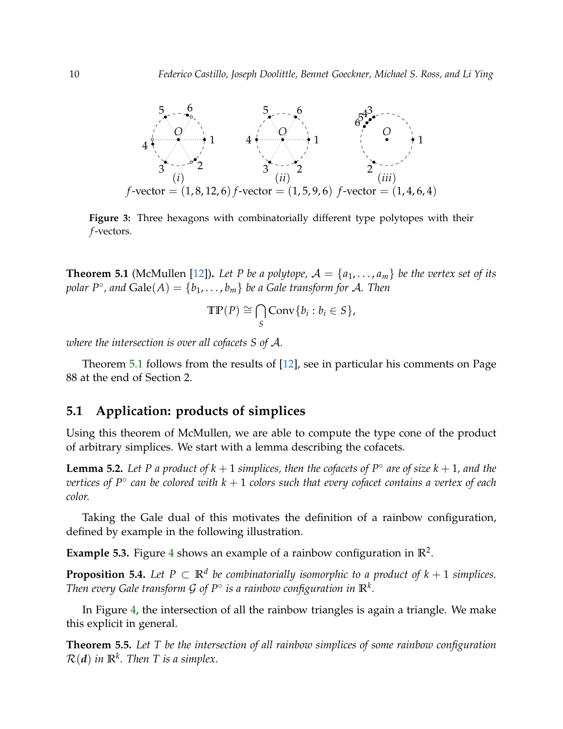(i) $f$-vector $= (1, 8, 12, 6)$ (ii) $f$-vector $= (1, 5, 9, 6)$ (iii) $f$-vector $= (1, 4, 6, 4)$

**Figure 3:** Three hexagons with combinatorially different type polytopes with their $f$-vectors.

**Theorem 5.1** (McMullen [12])**.** *Let $P$ be a polytope, $\mathcal{A} = \{a_1, \ldots, a_m\}$ be the vertex set of its polar $P^\circ$, and $\mathrm{Gale}(A) = \{b_1, \ldots, b_m\}$ be a Gale transform for $\mathcal{A}$. Then*

$$\mathbb{TP}(P) \cong \bigcap_S \mathrm{Conv}\{b_i : b_i \in S\},$$

*where the intersection is over all cofacets $S$ of $\mathcal{A}$.*

Theorem 5.1 follows from the results of [12], see in particular his comments on Page 88 at the end of Section 2.

## 5.1 Application: products of simplices

Using this theorem of McMullen, we are able to compute the type cone of the product of arbitrary simplices. We start with a lemma describing the cofacets.

**Lemma 5.2.** *Let $P$ a product of $k+1$ simplices, then the cofacets of $P^\circ$ are of size $k+1$, and the vertices of $P^\circ$ can be colored with $k+1$ colors such that every cofacet contains a vertex of each color.*

Taking the Gale dual of this motivates the definition of a rainbow configuration, defined by example in the following illustration.

**Example 5.3.** Figure 4 shows an example of a rainbow configuration in $\mathbb{R}^2$.

**Proposition 5.4.** *Let $P \subset \mathbb{R}^d$ be combinatorially isomorphic to a product of $k+1$ simplices. Then every Gale transform $\mathcal{G}$ of $P^\circ$ is a rainbow configuration in $\mathbb{R}^k$.*

In Figure 4, the intersection of all the rainbow triangles is again a triangle. We make this explicit in general.

**Theorem 5.5.** *Let $T$ be the intersection of all rainbow simplices of some rainbow configuration $\mathcal{R}(\boldsymbol{d})$ in $\mathbb{R}^k$. Then $T$ is a simplex.*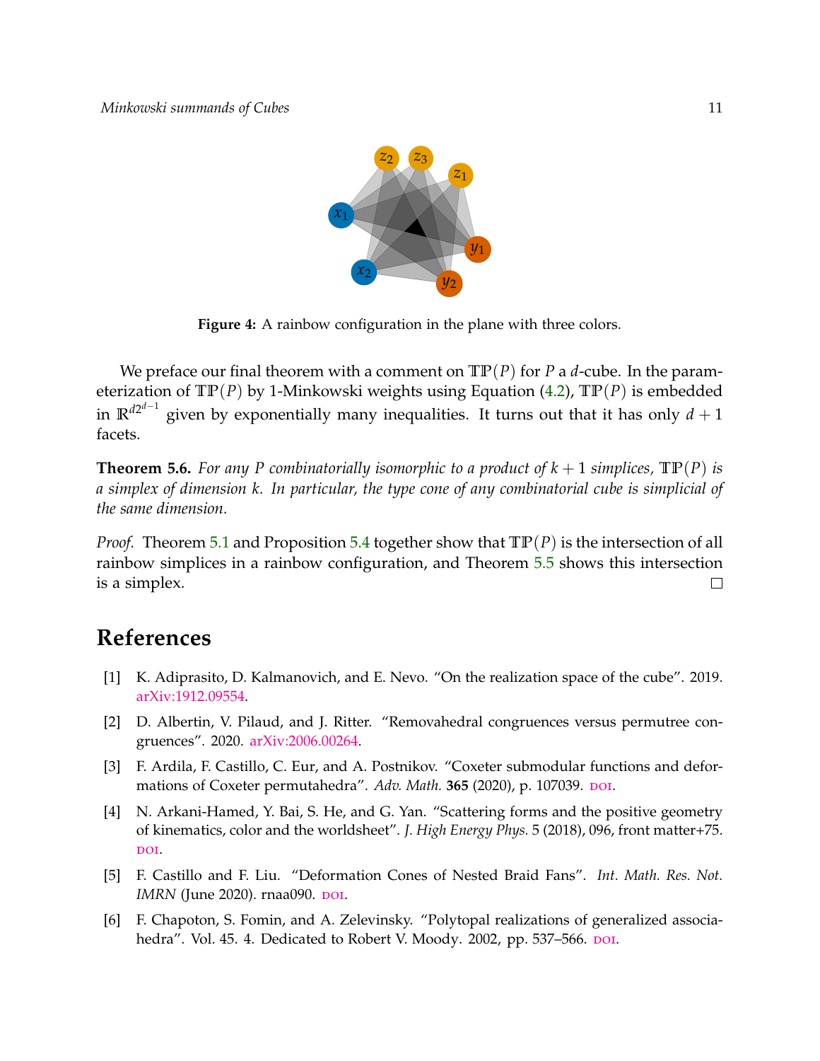**Figure 4:** A rainbow configuration in the plane with three colors.

We preface our final theorem with a comment on $\mathbb{TP}(P)$ for $P$ a $d$-cube. In the parameterization of $\mathbb{TP}(P)$ by 1-Minkowski weights using Equation (4.2), $\mathbb{TP}(P)$ is embedded in $\mathbb{R}^{d2^{d-1}}$ given by exponentially many inequalities. It turns out that it has only $d+1$ facets.

**Theorem 5.6.** *For any $P$ combinatorially isomorphic to a product of $k+1$ simplices, $\mathbb{TP}(P)$ is a simplex of dimension $k$. In particular, the type cone of any combinatorial cube is simplicial of the same dimension.*

*Proof.* Theorem 5.1 and Proposition 5.4 together show that $\mathbb{TP}(P)$ is the intersection of all rainbow simplices in a rainbow configuration, and Theorem 5.5 shows this intersection is a simplex. □

# References

[1] K. Adiprasito, D. Kalmanovich, and E. Nevo. "On the realization space of the cube". 2019. arXiv:1912.09554.

[2] D. Albertin, V. Pilaud, and J. Ritter. "Removahedral congruences versus permutree congruences". 2020. arXiv:2006.00264.

[3] F. Ardila, F. Castillo, C. Eur, and A. Postnikov. "Coxeter submodular functions and deformations of Coxeter permutahedra". *Adv. Math.* **365** (2020), p. 107039. DOI.

[4] N. Arkani-Hamed, Y. Bai, S. He, and G. Yan. "Scattering forms and the positive geometry of kinematics, color and the worldsheet". *J. High Energy Phys.* 5 (2018), 096, front matter+75. DOI.

[5] F. Castillo and F. Liu. "Deformation Cones of Nested Braid Fans". *Int. Math. Res. Not. IMRN* (June 2020). rnaa090. DOI.

[6] F. Chapoton, S. Fomin, and A. Zelevinsky. "Polytopal realizations of generalized associahedra". Vol. 45. 4. Dedicated to Robert V. Moody. 2002, pp. 537–566. DOI.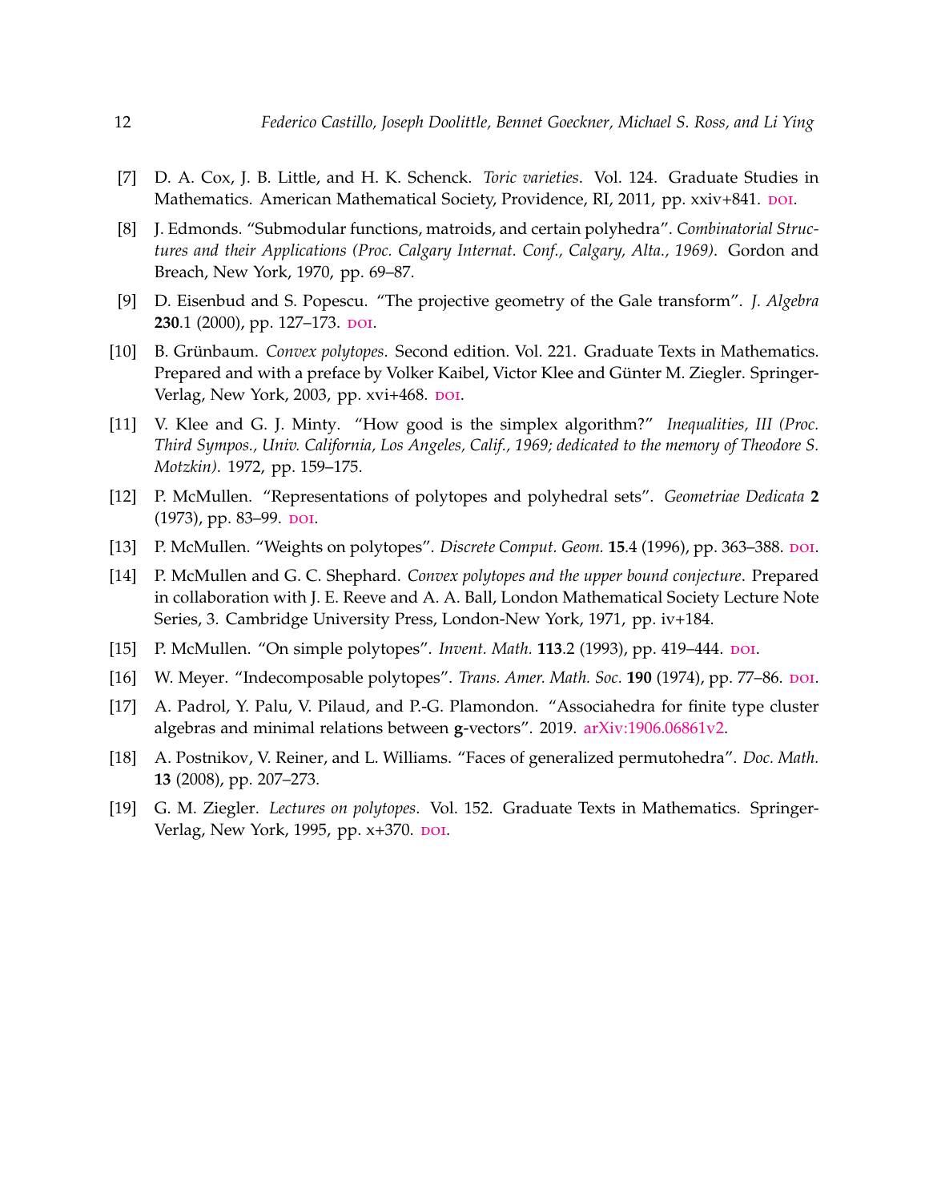[7] D. A. Cox, J. B. Little, and H. K. Schenck. *Toric varieties*. Vol. 124. Graduate Studies in Mathematics. American Mathematical Society, Providence, RI, 2011, pp. xxiv+841. DOI.

[8] J. Edmonds. "Submodular functions, matroids, and certain polyhedra". *Combinatorial Structures and their Applications (Proc. Calgary Internat. Conf., Calgary, Alta., 1969)*. Gordon and Breach, New York, 1970, pp. 69–87.

[9] D. Eisenbud and S. Popescu. "The projective geometry of the Gale transform". *J. Algebra* **230**.1 (2000), pp. 127–173. DOI.

[10] B. Grünbaum. *Convex polytopes*. Second edition. Vol. 221. Graduate Texts in Mathematics. Prepared and with a preface by Volker Kaibel, Victor Klee and Günter M. Ziegler. Springer-Verlag, New York, 2003, pp. xvi+468. DOI.

[11] V. Klee and G. J. Minty. "How good is the simplex algorithm?" *Inequalities, III (Proc. Third Sympos., Univ. California, Los Angeles, Calif., 1969; dedicated to the memory of Theodore S. Motzkin)*. 1972, pp. 159–175.

[12] P. McMullen. "Representations of polytopes and polyhedral sets". *Geometriae Dedicata* **2** (1973), pp. 83–99. DOI.

[13] P. McMullen. "Weights on polytopes". *Discrete Comput. Geom.* **15**.4 (1996), pp. 363–388. DOI.

[14] P. McMullen and G. C. Shephard. *Convex polytopes and the upper bound conjecture*. Prepared in collaboration with J. E. Reeve and A. A. Ball, London Mathematical Society Lecture Note Series, 3. Cambridge University Press, London-New York, 1971, pp. iv+184.

[15] P. McMullen. "On simple polytopes". *Invent. Math.* **113**.2 (1993), pp. 419–444. DOI.

[16] W. Meyer. "Indecomposable polytopes". *Trans. Amer. Math. Soc.* **190** (1974), pp. 77–86. DOI.

[17] A. Padrol, Y. Palu, V. Pilaud, and P.-G. Plamondon. "Associahedra for finite type cluster algebras and minimal relations between **g**-vectors". 2019. arXiv:1906.06861v2.

[18] A. Postnikov, V. Reiner, and L. Williams. "Faces of generalized permutohedra". *Doc. Math.* **13** (2008), pp. 207–273.

[19] G. M. Ziegler. *Lectures on polytopes*. Vol. 152. Graduate Texts in Mathematics. Springer-Verlag, New York, 1995, pp. x+370. DOI.